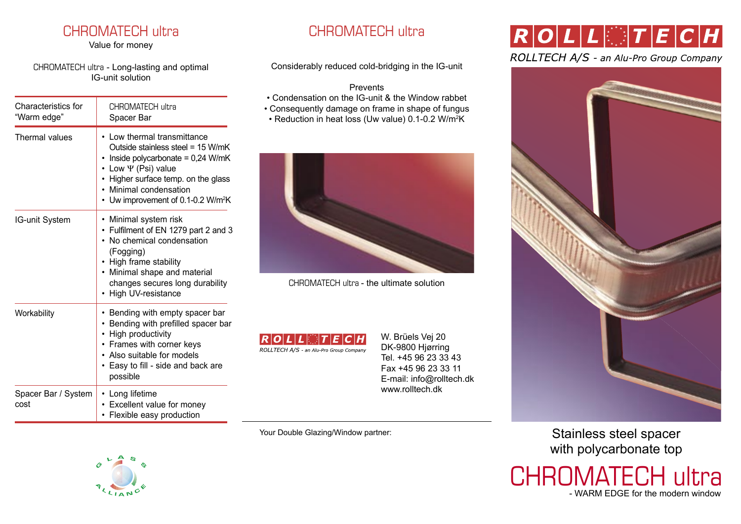# CHROMATECH ultra

Value for money

CHROMATECH ultra - Long-lasting and optimal IG-unit solution

| Characteristics for "Warm edge" | CHROMATECH ultra Spacer Bar |
|---|---|
| Thermal values | • Low thermal transmittance<br>Outside stainless steel = 15 W/mK<br>• Inside polycarbonate = 0,24 W/mK<br>• Low Ψ (Psi) value<br>• Higher surface temp. on the glass<br>• Minimal condensation<br>• Uw improvement of 0.1-0.2 W/m²K |
| IG-unit System | • Minimal system risk<br>• Fulfilment of EN 1279 part 2 and 3<br>• No chemical condensation (Fogging)<br>• High frame stability<br>• Minimal shape and material changes secures long durability<br>• High UV-resistance |
| Workability | • Bending with empty spacer bar<br>• Bending with prefilled spacer bar<br>• High productivity<br>• Frames with corner keys<br>• Also suitable for models<br>• Easy to fill - side and back are possible |
| Spacer Bar / System cost | • Long lifetime<br>• Excellent value for money<br>• Flexible easy production |

GLASS ALLIANCE

# CHROMATECH ultra

Considerably reduced cold-bridging in the IG-unit

Prevents

- Condensation on the IG-unit & the Window rabbet
- Consequently damage on frame in shape of fungus
- Reduction in heat loss (Uw value) 0.1-0.2 W/m²K

CHROMATECH ultra - the ultimate solution

ROLLTECH
ROLLTECH A/S - an Alu-Pro Group Company

W. Brüels Vej 20
DK-9800 Hjørring
Tel. +45 96 23 33 43
Fax +45 96 23 33 11
E-mail: info@rolltech.dk
www.rolltech.dk

Your Double Glazing/Window partner:

# ROLLTECH

*ROLLTECH A/S - an Alu-Pro Group Company*

Stainless steel spacer with polycarbonate top

# CHROMATECH ultra

- WARM EDGE for the modern window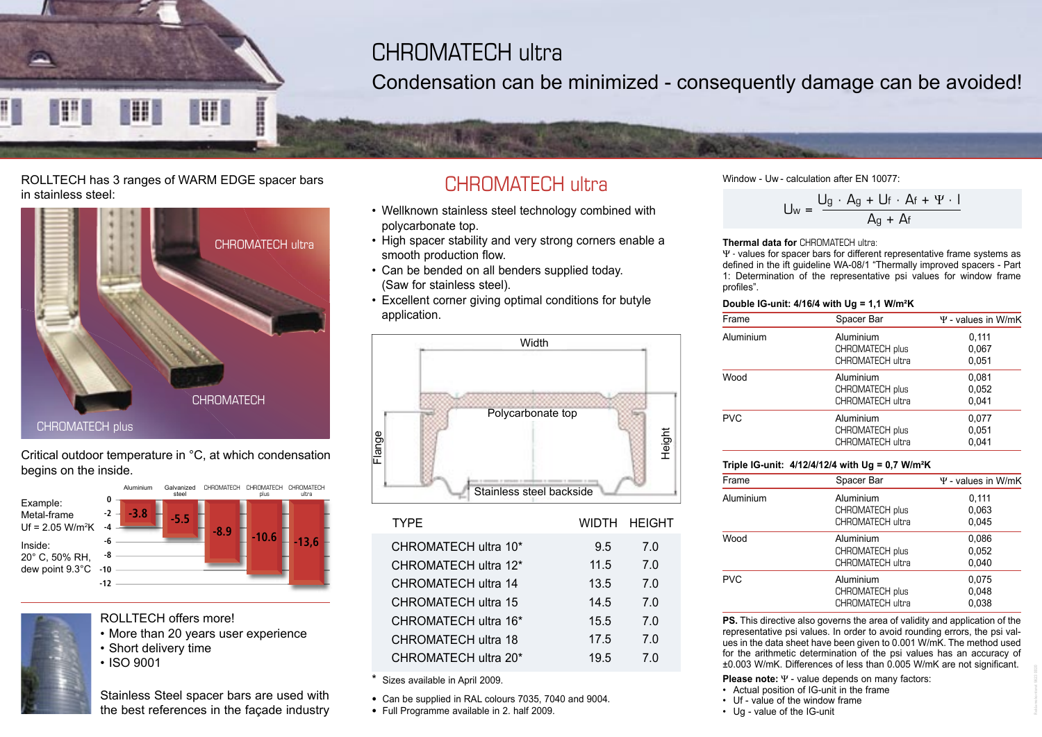# CHROMATECH ultra

## Condensation can be minimized - consequently damage can be avoided!

ROLLTECH has 3 ranges of WARM EDGE spacer bars in stainless steel:

CHROMATECH ultra

CHROMATECH

CHROMATECH plus

Critical outdoor temperature in °C, at which condensation begins on the inside.

Example:
Metal-frame
Uf = 2.05 W/m²K

Inside:
20° C, 50% RH,
dew point 9.3°C

Aluminium
Galvanized steel
CHROMATECH
CHROMATECH plus
CHROMATECH ultra

0
-2
-4
-6
-8
-10
-12

-3.8
-5.5
-8.9
-10.6
-13,6

ROLLTECH offers more!

- More than 20 years user experience
- Short delivery time
- ISO 9001

Stainless Steel spacer bars are used with the best references in the façade industry

## CHROMATECH ultra

- Wellknown stainless steel technology combined with polycarbonate top.
- High spacer stability and very strong corners enable a smooth production flow.
- Can be bended on all benders supplied today. (Saw for stainless steel).
- Excellent corner giving optimal conditions for butyle application.

Width

Polycarbonate top

Flange

Height

Stainless steel backside

| TYPE | WIDTH | HEIGHT |
|---|---|---|
| CHROMATECH ultra 10* | 9.5 | 7.0 |
| CHROMATECH ultra 12* | 11.5 | 7.0 |
| CHROMATECH ultra 14 | 13.5 | 7.0 |
| CHROMATECH ultra 15 | 14.5 | 7.0 |
| CHROMATECH ultra 16* | 15.5 | 7.0 |
| CHROMATECH ultra 18 | 17.5 | 7.0 |
| CHROMATECH ultra 20* | 19.5 | 7.0 |

\* Sizes available in April 2009.

- Can be supplied in RAL colours 7035, 7040 and 9004.
- Full Programme available in 2. half 2009.

Window - Uw - calculation after EN 10077:

$$U_w = \frac{U_g \cdot A_g + U_f \cdot A_f + \Psi \cdot l}{A_g + A_f}$$

**Thermal data for** CHROMATECH ultra:

Ψ - values for spacer bars for different representative frame systems as defined in the ift guideline WA-08/1 "Thermally improved spacers - Part 1: Determination of the representative psi values for window frame profiles".

**Double IG-unit: 4/16/4 with Ug = 1,1 W/m²K**

| Frame | Spacer Bar | Ψ - values in W/mK |
|---|---|---|
| Aluminium | Aluminium | 0,111 |
| | CHROMATECH plus | 0,067 |
| | CHROMATECH ultra | 0,051 |
| Wood | Aluminium | 0,081 |
| | CHROMATECH plus | 0,052 |
| | CHROMATECH ultra | 0,041 |
| PVC | Aluminium | 0,077 |
| | CHROMATECH plus | 0,051 |
| | CHROMATECH ultra | 0,041 |

**Triple IG-unit: 4/12/4/12/4 with Ug = 0,7 W/m²K**

| Frame | Spacer Bar | Ψ - values in W/mK |
|---|---|---|
| Aluminium | Aluminium | 0,111 |
| | CHROMATECH plus | 0,063 |
| | CHROMATECH ultra | 0,045 |
| Wood | Aluminium | 0,086 |
| | CHROMATECH plus | 0,052 |
| | CHROMATECH ultra | 0,040 |
| PVC | Aluminium | 0,075 |
| | CHROMATECH plus | 0,048 |
| | CHROMATECH ultra | 0,038 |

**PS.** This directive also governs the area of validity and application of the representative psi values. In order to avoid rounding errors, the psi values in the data sheet have been given to 0.001 W/mK. The method used for the arithmetic determination of the psi values has an accuracy of ±0.003 W/mK. Differences of less than 0.005 W/mK are not significant.

**Please note:** Ψ - value depends on many factors:

- Actual position of IG-unit in the frame
- Uf - value of the window frame
- Ug - value of the IG-unit